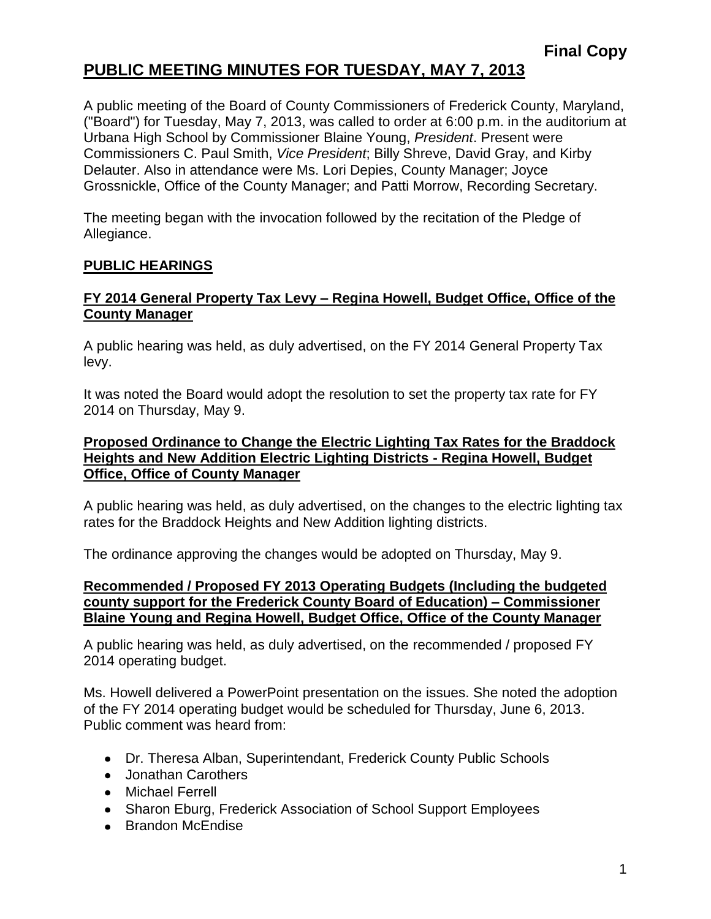**Final Copy**

# PUBLIC MEETING MINUTES FOR TUESDAY, MAY 7, 2013

A public meeting of the Board of County Commissioners of Frederick County, Maryland, ("Board") for Tuesday, May 7, 2013, was called to order at 6:00 p.m. in the auditorium at Urbana High School by Commissioner Blaine Young, *President*. Present were Commissioners C. Paul Smith, *Vice President*; Billy Shreve, David Gray, and Kirby Delauter. Also in attendance were Ms. Lori Depies, County Manager; Joyce Grossnickle, Office of the County Manager; and Patti Morrow, Recording Secretary.

The meeting began with the invocation followed by the recitation of the Pledge of Allegiance.

## PUBLIC HEARINGS

### FY 2014 General Property Tax Levy – Regina Howell, Budget Office, Office of the County Manager

A public hearing was held, as duly advertised, on the FY 2014 General Property Tax levy.

It was noted the Board would adopt the resolution to set the property tax rate for FY 2014 on Thursday, May 9.

### Proposed Ordinance to Change the Electric Lighting Tax Rates for the Braddock Heights and New Addition Electric Lighting Districts - Regina Howell, Budget Office, Office of County Manager

A public hearing was held, as duly advertised, on the changes to the electric lighting tax rates for the Braddock Heights and New Addition lighting districts.

The ordinance approving the changes would be adopted on Thursday, May 9.

### Recommended / Proposed FY 2013 Operating Budgets (Including the budgeted county support for the Frederick County Board of Education) – Commissioner Blaine Young and Regina Howell, Budget Office, Office of the County Manager

A public hearing was held, as duly advertised, on the recommended / proposed FY 2014 operating budget.

Ms. Howell delivered a PowerPoint presentation on the issues. She noted the adoption of the FY 2014 operating budget would be scheduled for Thursday, June 6, 2013. Public comment was heard from:

- Dr. Theresa Alban, Superintendant, Frederick County Public Schools
- Jonathan Carothers
- Michael Ferrell
- Sharon Eburg, Frederick Association of School Support Employees
- Brandon McEndise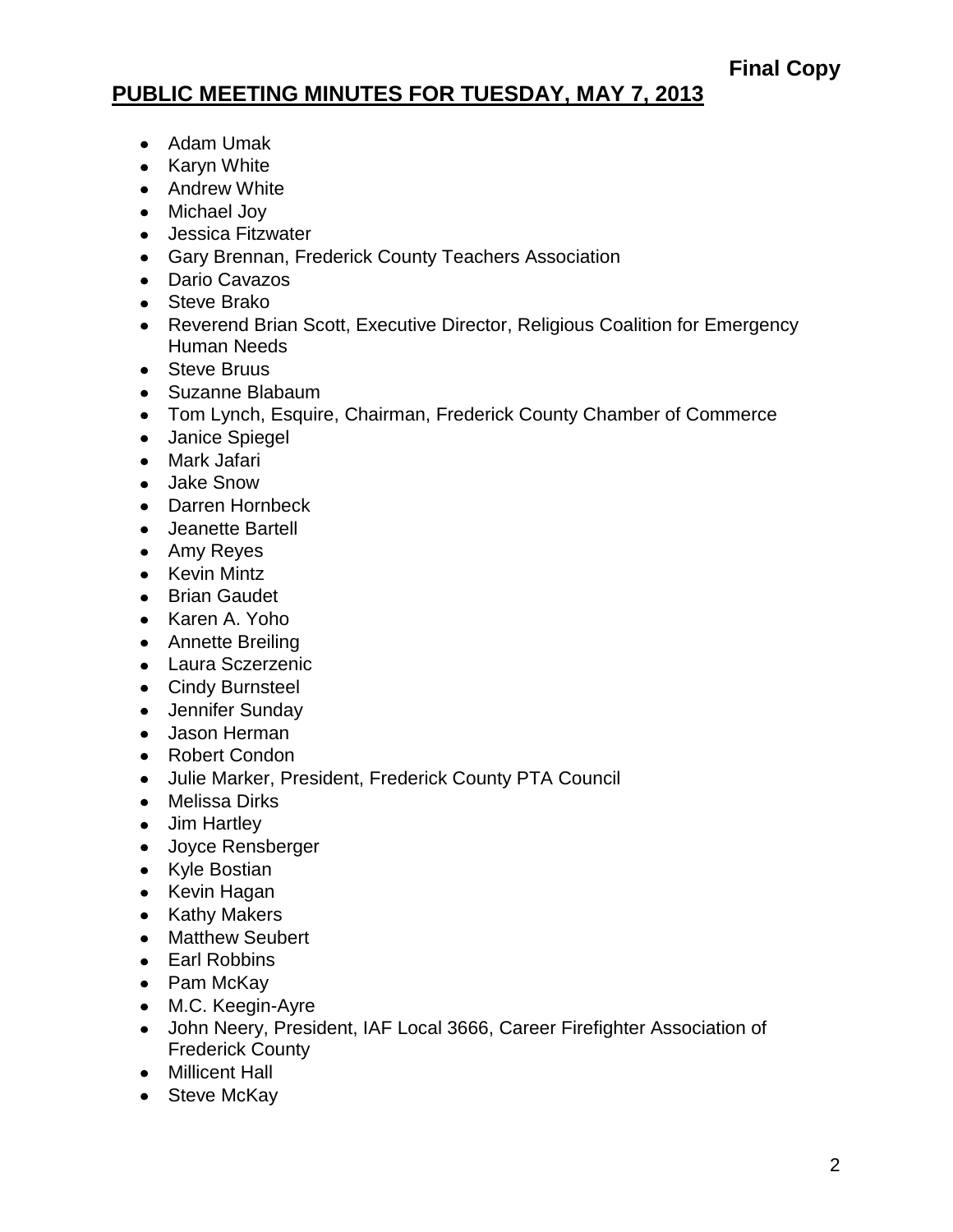**Final Copy**

## PUBLIC MEETING MINUTES FOR TUESDAY, MAY 7, 2013

- Adam Umak
- Karyn White
- Andrew White
- Michael Joy
- Jessica Fitzwater
- Gary Brennan, Frederick County Teachers Association
- Dario Cavazos
- Steve Brako
- Reverend Brian Scott, Executive Director, Religious Coalition for Emergency Human Needs
- Steve Bruus
- Suzanne Blabaum
- Tom Lynch, Esquire, Chairman, Frederick County Chamber of Commerce
- Janice Spiegel
- Mark Jafari
- Jake Snow
- Darren Hornbeck
- Jeanette Bartell
- Amy Reyes
- Kevin Mintz
- Brian Gaudet
- Karen A. Yoho
- Annette Breiling
- Laura Sczerzenic
- Cindy Burnsteel
- Jennifer Sunday
- Jason Herman
- Robert Condon
- Julie Marker, President, Frederick County PTA Council
- Melissa Dirks
- Jim Hartley
- Joyce Rensberger
- Kyle Bostian
- Kevin Hagan
- Kathy Makers
- Matthew Seubert
- Earl Robbins
- Pam McKay
- M.C. Keegin-Ayre
- John Neery, President, IAF Local 3666, Career Firefighter Association of Frederick County
- Millicent Hall
- Steve McKay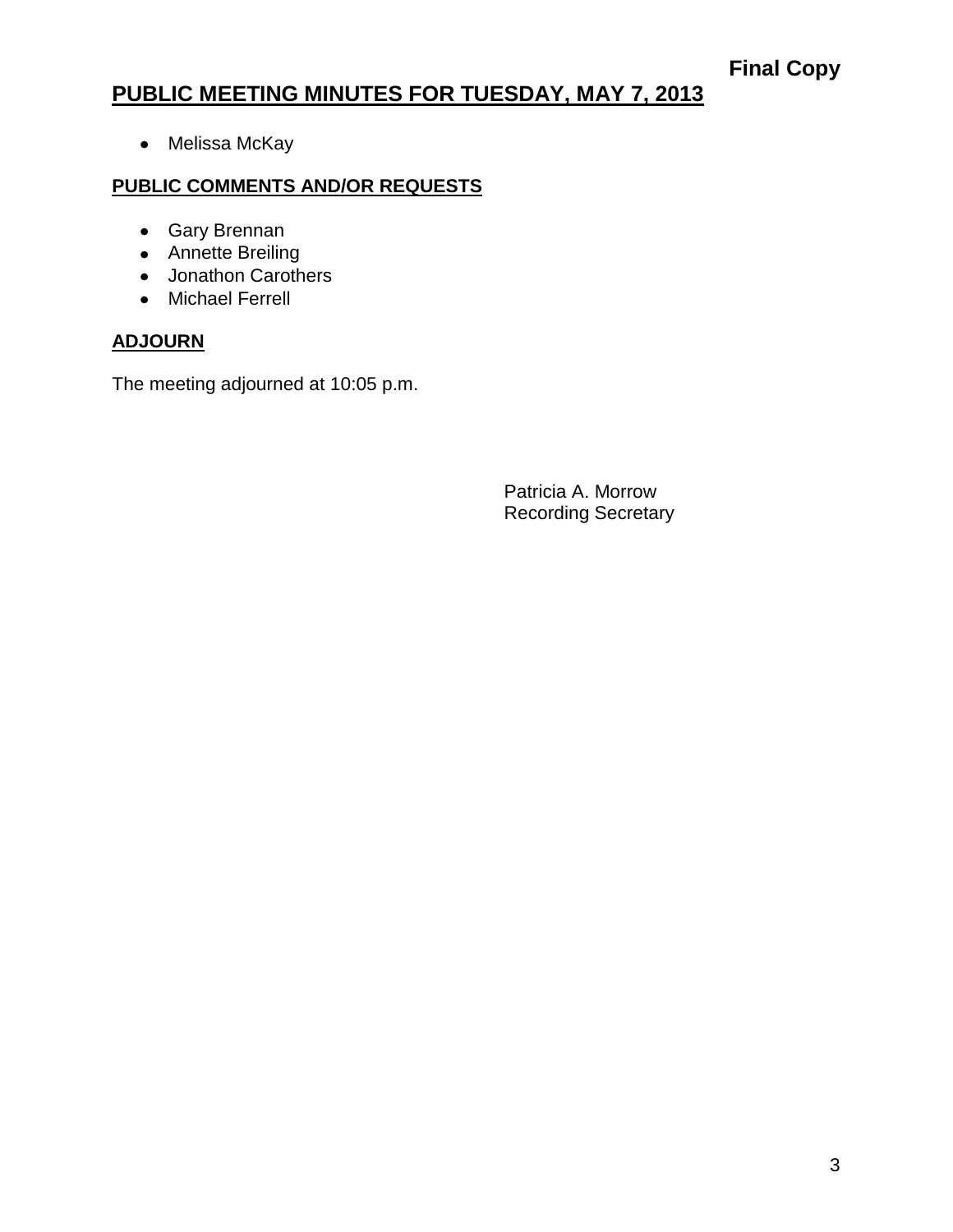**Final Copy**

## PUBLIC MEETING MINUTES FOR TUESDAY, MAY 7, 2013

- Melissa McKay

### PUBLIC COMMENTS AND/OR REQUESTS

- Gary Brennan
- Annette Breiling
- Jonathon Carothers
- Michael Ferrell

### ADJOURN

The meeting adjourned at 10:05 p.m.

Patricia A. Morrow
Recording Secretary